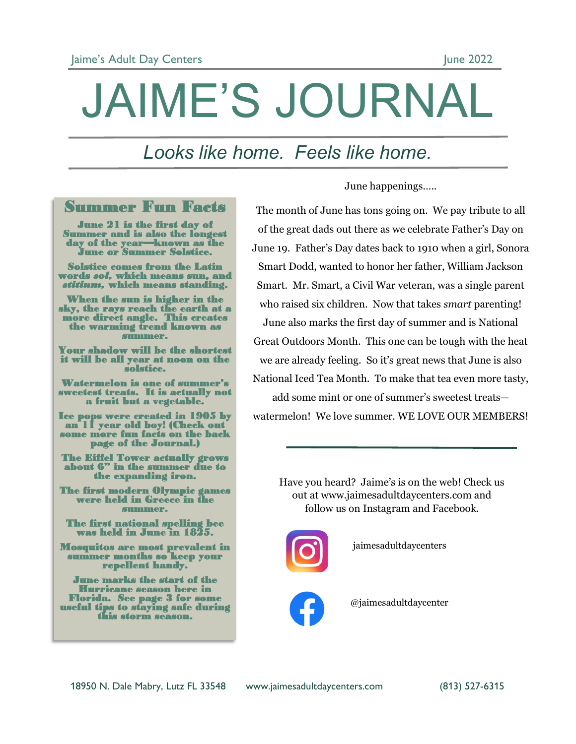Jaime's Adult Day Centers — June 2022

# JAIME'S JOURNAL

*Looks like home. Feels like home.*

## Summer Fun Facts

**June 21 is the first day of Summer and is also the longest day of the year—known as the June or Summer Solstice.**

**Solstice comes from the Latin words *sol*, which means sun, and *stitium*, which means standing.**

**When the sun is higher in the sky, the rays reach the earth at a more direct angle. This creates the warming trend known as summer.**

**Your shadow will be the shortest it will be all year at noon on the solstice.**

**Watermelon is one of summer's sweetest treats. It is actually not a fruit but a vegetable.**

**Ice pops were created in 1905 by an 11 year old boy! (Check out some more fun facts on the back page of the Journal.)**

**The Eiffel Tower actually grows about 6" in the summer due to the expanding iron.**

**The first modern Olympic games were held in Greece in the summer.**

**The first national spelling bee was held in June in 1825.**

**Mosquitos are most prevalent in summer months so keep your repellent handy.**

**June marks the start of the Hurricane season here in Florida. See page 3 for some useful tips to staying safe during this storm season.**

June happenings.....

The month of June has tons going on. We pay tribute to all of the great dads out there as we celebrate Father's Day on June 19. Father's Day dates back to 1910 when a girl, Sonora Smart Dodd, wanted to honor her father, William Jackson Smart. Mr. Smart, a Civil War veteran, was a single parent who raised six children. Now that takes *smart* parenting! June also marks the first day of summer and is National Great Outdoors Month. This one can be tough with the heat we are already feeling. So it's great news that June is also National Iced Tea Month. To make that tea even more tasty, add some mint or one of summer's sweetest treats—watermelon! We love summer. WE LOVE OUR MEMBERS!

---

Have you heard? Jaime's is on the web! Check us out at www.jaimesadultdaycenters.com and follow us on Instagram and Facebook.

Instagram: jaimesadultdaycenters

Facebook: @jaimesadultdaycenter

18950 N. Dale Mabry, Lutz FL 33548 | www.jaimesadultdaycenters.com | (813) 527-6315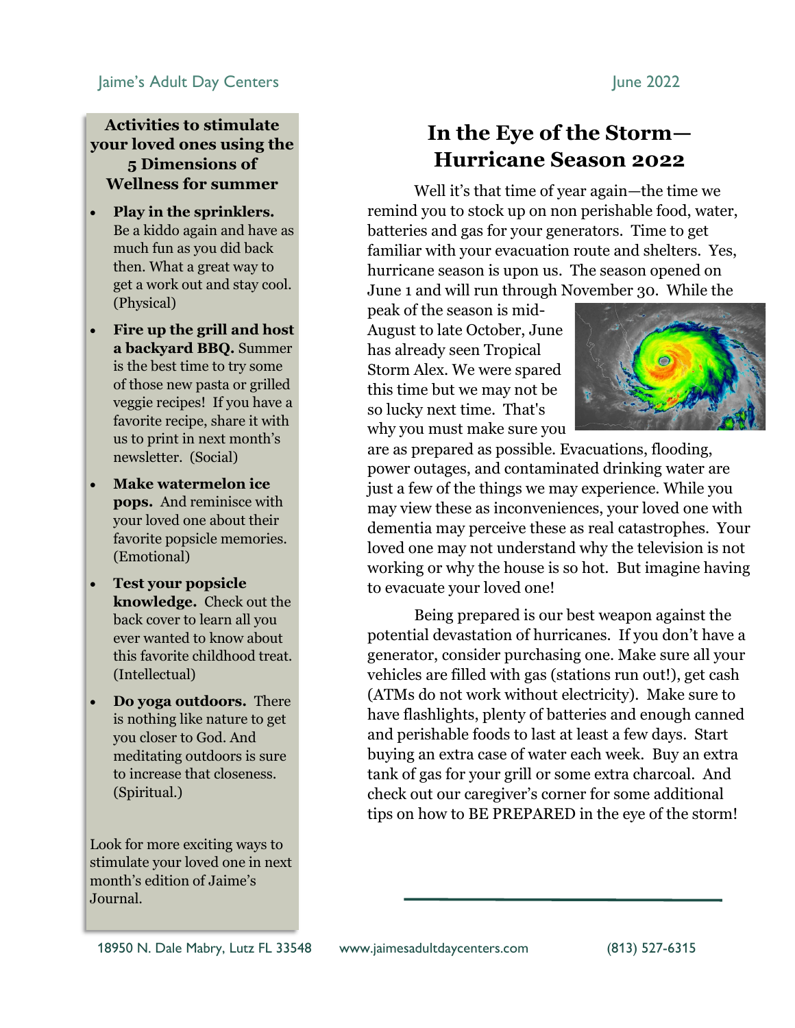## Activities to stimulate your loved ones using the 5 Dimensions of Wellness for summer

- **Play in the sprinklers.** Be a kiddo again and have as much fun as you did back then. What a great way to get a work out and stay cool. (Physical)
- **Fire up the grill and host a backyard BBQ.** Summer is the best time to try some of those new pasta or grilled veggie recipes! If you have a favorite recipe, share it with us to print in next month's newsletter. (Social)
- **Make watermelon ice pops.** And reminisce with your loved one about their favorite popsicle memories. (Emotional)
- **Test your popsicle knowledge.** Check out the back cover to learn all you ever wanted to know about this favorite childhood treat. (Intellectual)
- **Do yoga outdoors.** There is nothing like nature to get you closer to God. And meditating outdoors is sure to increase that closeness. (Spiritual.)

Look for more exciting ways to stimulate your loved one in next month's edition of Jaime's Journal.

# In the Eye of the Storm—Hurricane Season 2022

Well it's that time of year again—the time we remind you to stock up on non perishable food, water, batteries and gas for your generators. Time to get familiar with your evacuation route and shelters. Yes, hurricane season is upon us. The season opened on June 1 and will run through November 30. While the peak of the season is mid-August to late October, June has already seen Tropical Storm Alex. We were spared this time but we may not be so lucky next time. That's why you must make sure you are as prepared as possible. Evacuations, flooding, power outages, and contaminated drinking water are just a few of the things we may experience. While you may view these as inconveniences, your loved one with dementia may perceive these as real catastrophes. Your loved one may not understand why the television is not working or why the house is so hot. But imagine having to evacuate your loved one!

Being prepared is our best weapon against the potential devastation of hurricanes. If you don't have a generator, consider purchasing one. Make sure all your vehicles are filled with gas (stations run out!), get cash (ATMs do not work without electricity). Make sure to have flashlights, plenty of batteries and enough canned and perishable foods to last at least a few days. Start buying an extra case of water each week. Buy an extra tank of gas for your grill or some extra charcoal. And check out our caregiver's corner for some additional tips on how to BE PREPARED in the eye of the storm!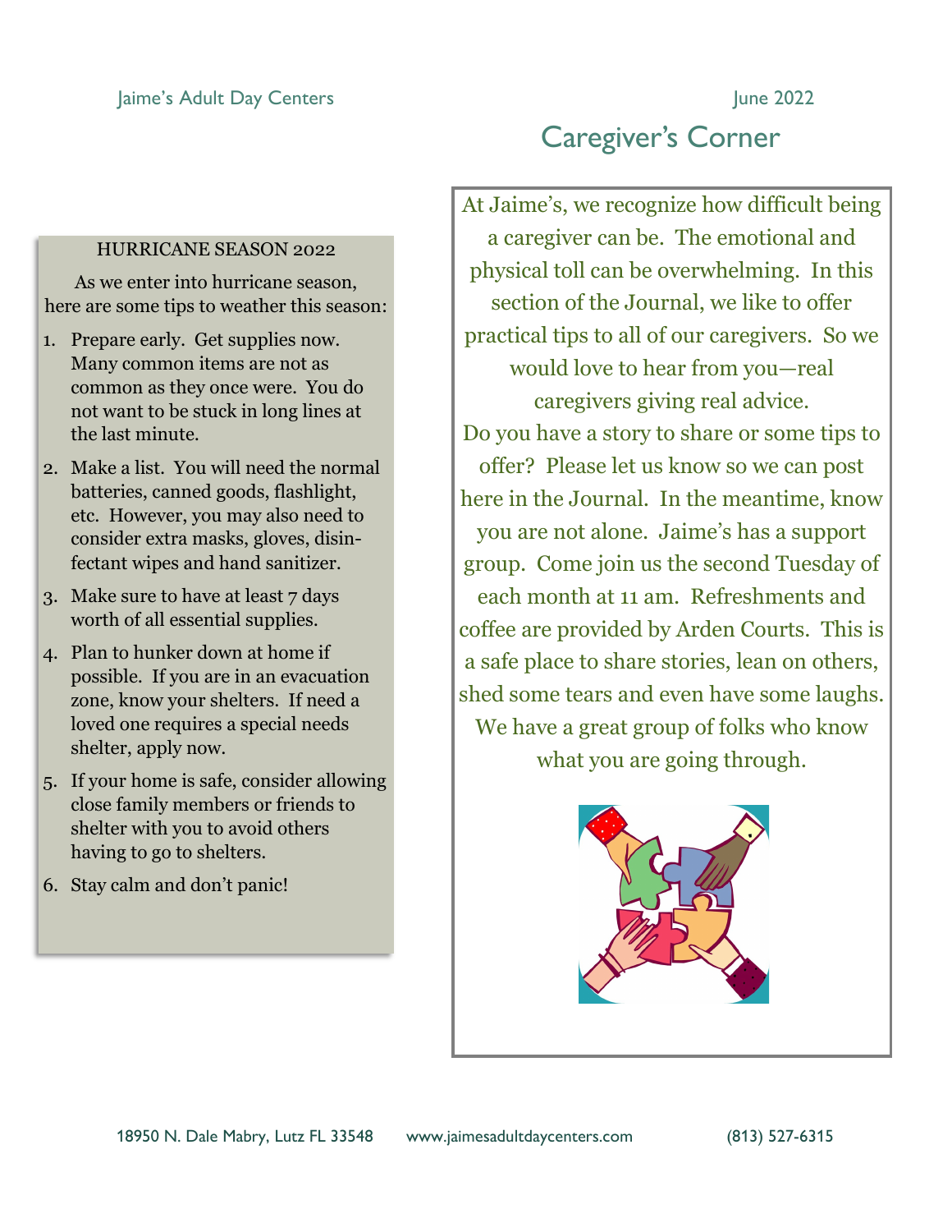## Caregiver's Corner

### HURRICANE SEASON 2022

As we enter into hurricane season, here are some tips to weather this season:

1. Prepare early. Get supplies now. Many common items are not as common as they once were. You do not want to be stuck in long lines at the last minute.
2. Make a list. You will need the normal batteries, canned goods, flashlight, etc. However, you may also need to consider extra masks, gloves, disinfectant wipes and hand sanitizer.
3. Make sure to have at least 7 days worth of all essential supplies.
4. Plan to hunker down at home if possible. If you are in an evacuation zone, know your shelters. If need a loved one requires a special needs shelter, apply now.
5. If your home is safe, consider allowing close family members or friends to shelter with you to avoid others having to go to shelters.
6. Stay calm and don't panic!

At Jaime's, we recognize how difficult being a caregiver can be. The emotional and physical toll can be overwhelming. In this section of the Journal, we like to offer practical tips to all of our caregivers. So we would love to hear from you—real caregivers giving real advice.

Do you have a story to share or some tips to offer? Please let us know so we can post here in the Journal. In the meantime, know you are not alone. Jaime's has a support group. Come join us the second Tuesday of each month at 11 am. Refreshments and coffee are provided by Arden Courts. This is a safe place to share stories, lean on others, shed some tears and even have some laughs. We have a great group of folks who know what you are going through.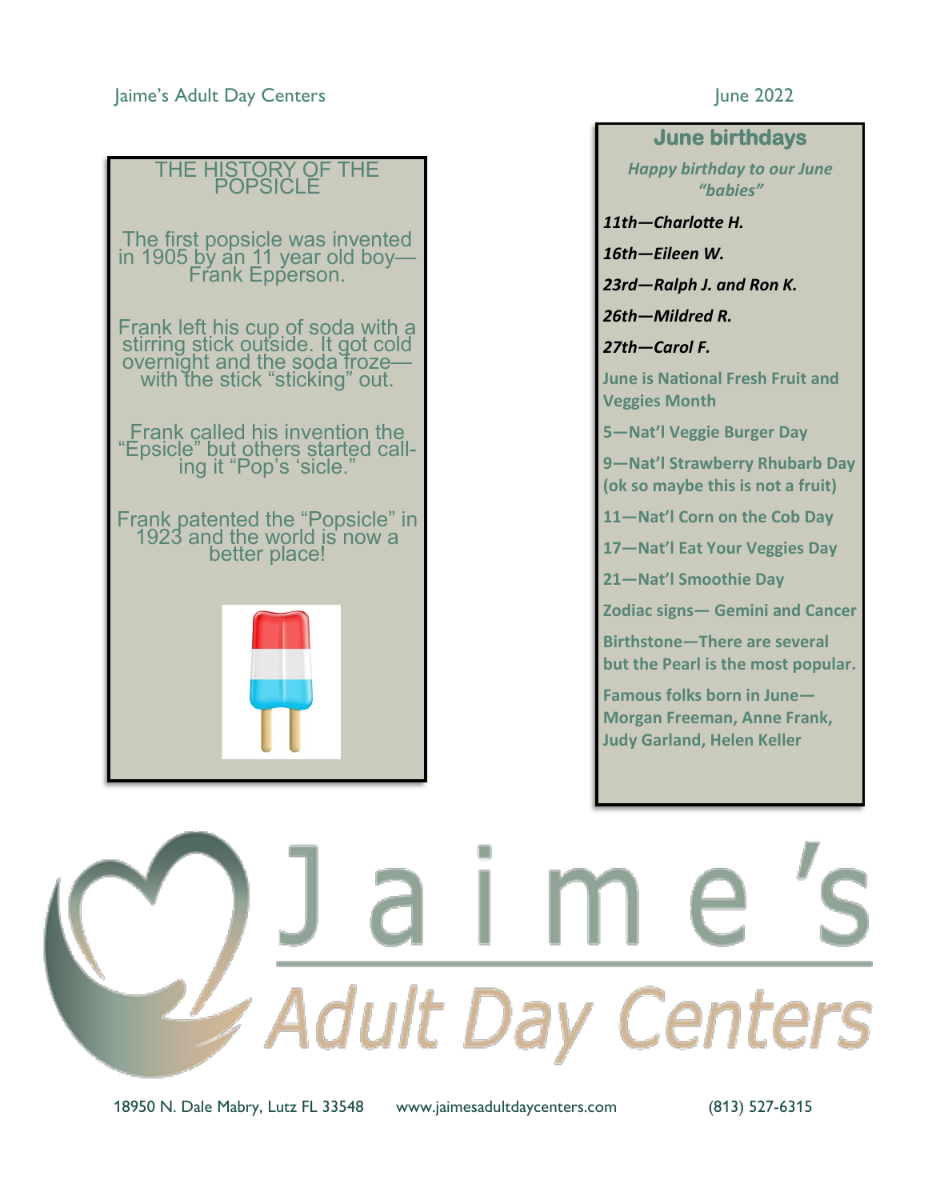Jaime's Adult Day Centers

June 2022

## THE HISTORY OF THE POPSICLE

The first popsicle was invented in 1905 by an 11 year old boy—Frank Epperson.

Frank left his cup of soda with a stirring stick outside. It got cold overnight and the soda froze—with the stick "sticking" out.

Frank called his invention the "Epsicle" but others started calling it "Pop's 'sicle."

Frank patented the "Popsicle" in 1923 and the world is now a better place!

## June birthdays

*Happy birthday to our June "babies"*

***11th—Charlotte H.***

***16th—Eileen W.***

***23rd—Ralph J. and Ron K.***

***26th—Mildred R.***

***27th—Carol F.***

**June is National Fresh Fruit and Veggies Month**

**5—Nat'l Veggie Burger Day**

**9—Nat'l Strawberry Rhubarb Day (ok so maybe this is not a fruit)**

**11—Nat'l Corn on the Cob Day**

**17—Nat'l Eat Your Veggies Day**

**21—Nat'l Smoothie Day**

**Zodiac signs— Gemini and Cancer**

**Birthstone—There are several but the Pearl is the most popular.**

**Famous folks born in June—Morgan Freeman, Anne Frank, Judy Garland, Helen Keller**

Jaime's Adult Day Centers

18950 N. Dale Mabry, Lutz FL 33548 www.jaimesadultdaycenters.com (813) 527-6315